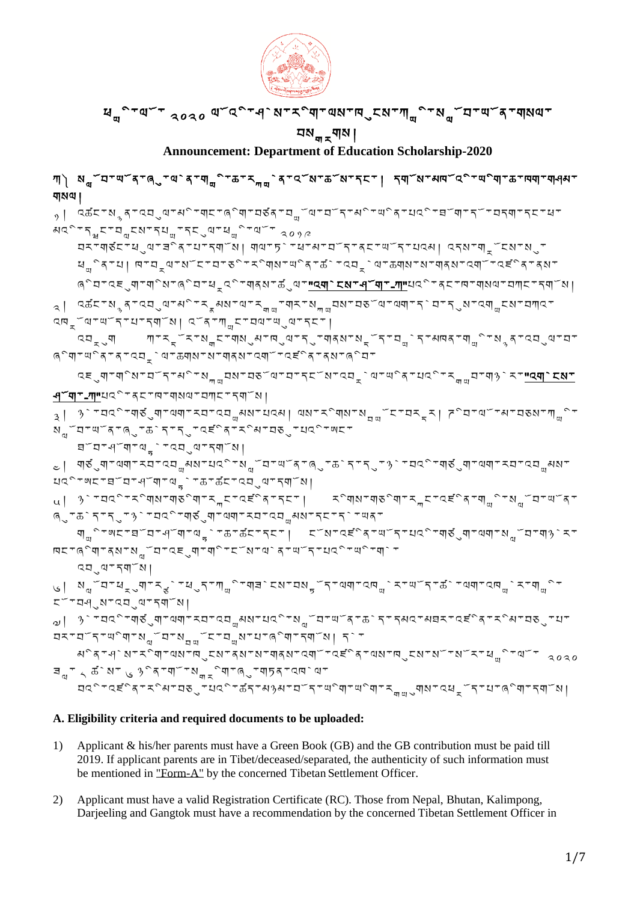# ཕྱི་ལོ་ ༢༠༢༠ ལོའི་ཤེས་རིག་ལས་ཁུངས་ཀྱི་སློབ་ཡོན་གསལ་བསྒྲགས།

## Announcement: Department of Education Scholarship-2020

ཀ། སློབ་ཡོན་ཞུ་ལ་ནང་གི་ཆ་རྐྱེན་འོས་ཚད་དང་། དགོས་མཁོའི་ཡིག་ཆ་ཁག་གཞུག་གསལ།

༡། འཚང་སྙན་འབུལ་མི་གང་ཞིག་བཙན་བྱོལ་བོད་མི་ཡིན་པའི་ཐོག་རང་ཉིད་དང་ཕ་མའི་དཔྱ་དངུལ་ཕྱི་ལོ་ ༢༠༡༩
བར་གཙང་ཕུལ་ཟིན་པ་དགོས། གལ་ཏེ་ཕ་མ་བོད་ནང་ཡོད་པའམ། འདས་གྲོངས་སམ་ཕྱེ་བ། ཁ་བྲལ་སོང་བ་ཅི་རིགས་ཡིན་ཚེ་འབྲེལ་ཡོད་གཞིས་ཆགས་ལས་ཁུངས་ནས་ཞིབ་འཇུག་གིས་ཞིབ་ཕྲའི་གནས་ཚུལ་**"འགྲེམས་ཤོག་ཀ"**པའི་ནང་ཁ་གསལ་བཀོད་དགོས།

༢། འཚང་སྙན་འབུལ་མི་རང་ལ་རྒྱ་གར་སྲིད་གཞུང་གི་ཐོ་འགོད་ལག་ཁྱེར་ཡོད་པ་དགོས། བལ་ཡུལ་དང་། འབྲུག་ ཀ་སྦུག་རྫོང་། རྡོ་རྗེ་གླིང་དང་སྒང་ཐོག་ནས་ཡིན་ཚེ་འབྲེལ་ཡོད་གཞིས་ཆགས་ལས་ཁུངས་ནས་ཞུ་ཡིག་འདོར་དགོས་པ། འབྲེལ་ཡོད་གཞིས་ཆགས་འགོ་འཛིན་ནས་ངོས་སྦྱོར་བཀོད་པའི་ངོས་ཡིག་**"འགྲེམས་ཤོག་ཀ"**པའི་ནང་ཁ་གསལ་བཀོད་དགོས།

༣། ཉེ་བའི་གཙུག་ལག་རིག་གཞུང་། ལས་རིགས་སྦྱོང་བརྡར། ཧི་ལོ་མ་བཅས་ཀྱི་སློབ་ཡོན་ཞུ་ཆེད་དུ་འཛིན་རིམ་བཅུ་པའི་ཡང་བཅོ་བརྒྱད་པའི་ཐོ་གཞུང་ཡིག་ཆ་འདུལ་དགོས།

༤། གཙུག་ལག་རིག་གཞུང་ལ་ཞུགས་པའི་སློབ་ཡོན་ཞུ་ཆེ་ཁྱད་དུ་ཉེ་བའི་གཙུག་ལག་རིག་གཞུང་ཆེས་པའི་ཡིག་ཆ་ཡོད་ཚེ་འཚང་ཆོད་འབུལ་དགོས།

༥། ཉེ་བའི་རིགས་གཅིག་རྐྱང་འཛིན་དང་། རིགས་གཅིག་རྐྱང་འཛིན་གྱི་སློབ་ཡོན་ཞུ་ཆེད་དུ་ཉེ་བའི་གཙུག་ལག་རིག་གཞུང་དང་དེ་ལྟར་གྱི་ཡིག་ཆ་ཚང་དང་། ངོས་འཛིན་ནས་ཡོད་པའི་གཙུག་ལག་སློབ་གྲྭ་ཁང་ཞིག་ནས་སློབ་འཇུག་གི་ངོས་ལེན་ཡོད་པའི་ཡིག་ཆ་འབུལ་དགོས།

༦། སློབ་ཕྲུག་རང་ཉིད་ཀྱི་གཟི་ངས་བརྙན་དང་ལག་འབྲི་རང་ཡོད་ཚེ་ལག་འབྱུང་རང་གི་ངོ་བཤུས་འབུལ་དགོས།

༧། ཉེ་བའི་གཙུག་ལག་རིག་གཞུང་པའི་སློབ་ཡོན་ཆ་ཤས་དམའ་མཐར་འཛིན་རིམ་བཅུ་པ་བར་ལོ་དང་ཡིག་སློབ་སྦྱོང་བྱས་པ་ཞིག་དགོས། དེ་
མིན་ཤེས་རིག་ལས་ཁུངས་ནས་སེར་གྱི་ཕྱི་ལོ་ ༢༠༢༠ ཟླ་ ༨ ཚེས་ ༦ ཉིན་གི་ས་སྐྲ་ཤུགས་ཞུགས་ཡིན་བའི་འཛིན་རིམ་བཅུ་པའི་ཚད་སྒྲམ་ལ་ཡིག་ཡིག་རྐྱེན་གཙོར་ལ་གཏོད་པ་ཞིག་དགོས།

### A. Eligibility criteria and required documents to be uploaded:

1) Applicant & his/her parents must have a Green Book (GB) and the GB contribution must be paid till 2019. If applicant parents are in Tibet/deceased/separated, the authenticity of such information must be mentioned in "Form-A" by the concerned Tibetan Settlement Officer.

2) Applicant must have a valid Registration Certificate (RC). Those from Nepal, Bhutan, Kalimpong, Darjeeling and Gangtok must have a recommendation by the concerned Tibetan Settlement Officer in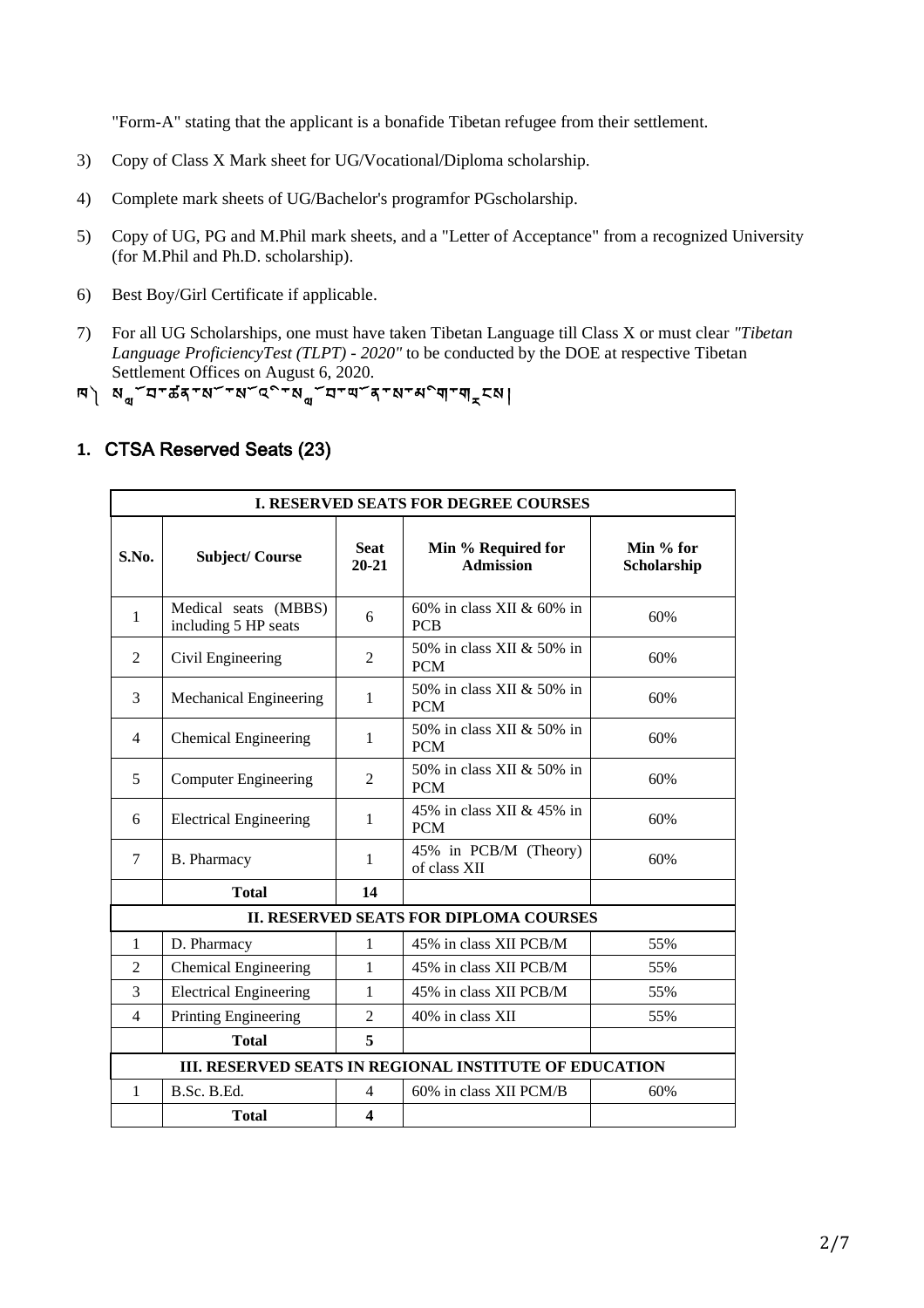"Form-A" stating that the applicant is a bonafide Tibetan refugee from their settlement.

3) Copy of Class X Mark sheet for UG/Vocational/Diploma scholarship.

4) Complete mark sheets of UG/Bachelor's programfor PGscholarship.

5) Copy of UG, PG and M.Phil mark sheets, and a "Letter of Acceptance" from a recognized University (for M.Phil and Ph.D. scholarship).

6) Best Boy/Girl Certificate if applicable.

7) For all UG Scholarships, one must have taken Tibetan Language till Class X or must clear *"Tibetan Language ProficiencyTest (TLPT) - 2020"* to be conducted by the DOE at respective Tibetan Settlement Offices on August 6, 2020.

ཁ༽ སློབ་ཚན་སོ་སོའི་སློབ་ཡོན་ས་མིག་གཟུང་ངས།

## 1. CTSA Reserved Seats (23)

| I. RESERVED SEATS FOR DEGREE COURSES | | | | |
|---|---|---|---|---|
| **S.No.** | **Subject/ Course** | **Seat 20-21** | **Min % Required for Admission** | **Min % for Scholarship** |
| 1 | Medical seats (MBBS) including 5 HP seats | 6 | 60% in class XII & 60% in PCB | 60% |
| 2 | Civil Engineering | 2 | 50% in class XII & 50% in PCM | 60% |
| 3 | Mechanical Engineering | 1 | 50% in class XII & 50% in PCM | 60% |
| 4 | Chemical Engineering | 1 | 50% in class XII & 50% in PCM | 60% |
| 5 | Computer Engineering | 2 | 50% in class XII & 50% in PCM | 60% |
| 6 | Electrical Engineering | 1 | 45% in class XII & 45% in PCM | 60% |
| 7 | B. Pharmacy | 1 | 45% in PCB/M (Theory) of class XII | 60% |
| | **Total** | **14** | | |
| **II. RESERVED SEATS FOR DIPLOMA COURSES** | | | | |
| 1 | D. Pharmacy | 1 | 45% in class XII PCB/M | 55% |
| 2 | Chemical Engineering | 1 | 45% in class XII PCB/M | 55% |
| 3 | Electrical Engineering | 1 | 45% in class XII PCB/M | 55% |
| 4 | Printing Engineering | 2 | 40% in class XII | 55% |
| | **Total** | **5** | | |
| **III. RESERVED SEATS IN REGIONAL INSTITUTE OF EDUCATION** | | | | |
| 1 | B.Sc. B.Ed. | 4 | 60% in class XII PCM/B | 60% |
| | **Total** | **4** | | |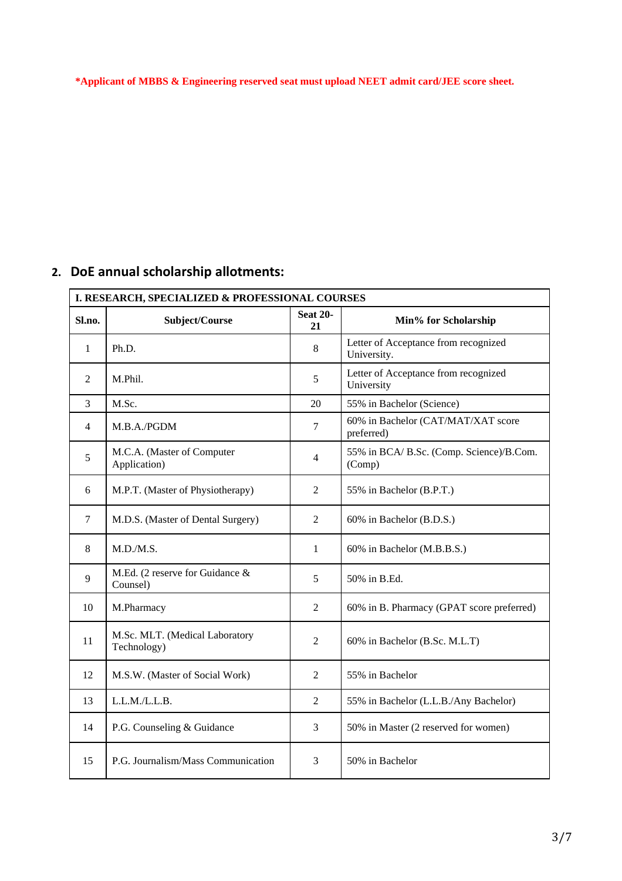***Applicant of MBBS & Engineering reserved seat must upload NEET admit card/JEE score sheet.**

## 2. DoE annual scholarship allotments:

| **I. RESEARCH, SPECIALIZED & PROFESSIONAL COURSES** | | | |
|---|---|---|---|
| **Sl.no.** | **Subject/Course** | **Seat 20-21** | **Min% for Scholarship** |
| 1 | Ph.D. | 8 | Letter of Acceptance from recognized University. |
| 2 | M.Phil. | 5 | Letter of Acceptance from recognized University |
| 3 | M.Sc. | 20 | 55% in Bachelor (Science) |
| 4 | M.B.A./PGDM | 7 | 60% in Bachelor (CAT/MAT/XAT score preferred) |
| 5 | M.C.A. (Master of Computer Application) | 4 | 55% in BCA/ B.Sc. (Comp. Science)/B.Com. (Comp) |
| 6 | M.P.T. (Master of Physiotherapy) | 2 | 55% in Bachelor (B.P.T.) |
| 7 | M.D.S. (Master of Dental Surgery) | 2 | 60% in Bachelor (B.D.S.) |
| 8 | M.D./M.S. | 1 | 60% in Bachelor (M.B.B.S.) |
| 9 | M.Ed. (2 reserve for Guidance & Counsel) | 5 | 50% in B.Ed. |
| 10 | M.Pharmacy | 2 | 60% in B. Pharmacy (GPAT score preferred) |
| 11 | M.Sc. MLT. (Medical Laboratory Technology) | 2 | 60% in Bachelor (B.Sc. M.L.T) |
| 12 | M.S.W. (Master of Social Work) | 2 | 55% in Bachelor |
| 13 | L.L.M./L.L.B. | 2 | 55% in Bachelor (L.L.B./Any Bachelor) |
| 14 | P.G. Counseling & Guidance | 3 | 50% in Master (2 reserved for women) |
| 15 | P.G. Journalism/Mass Communication | 3 | 50% in Bachelor |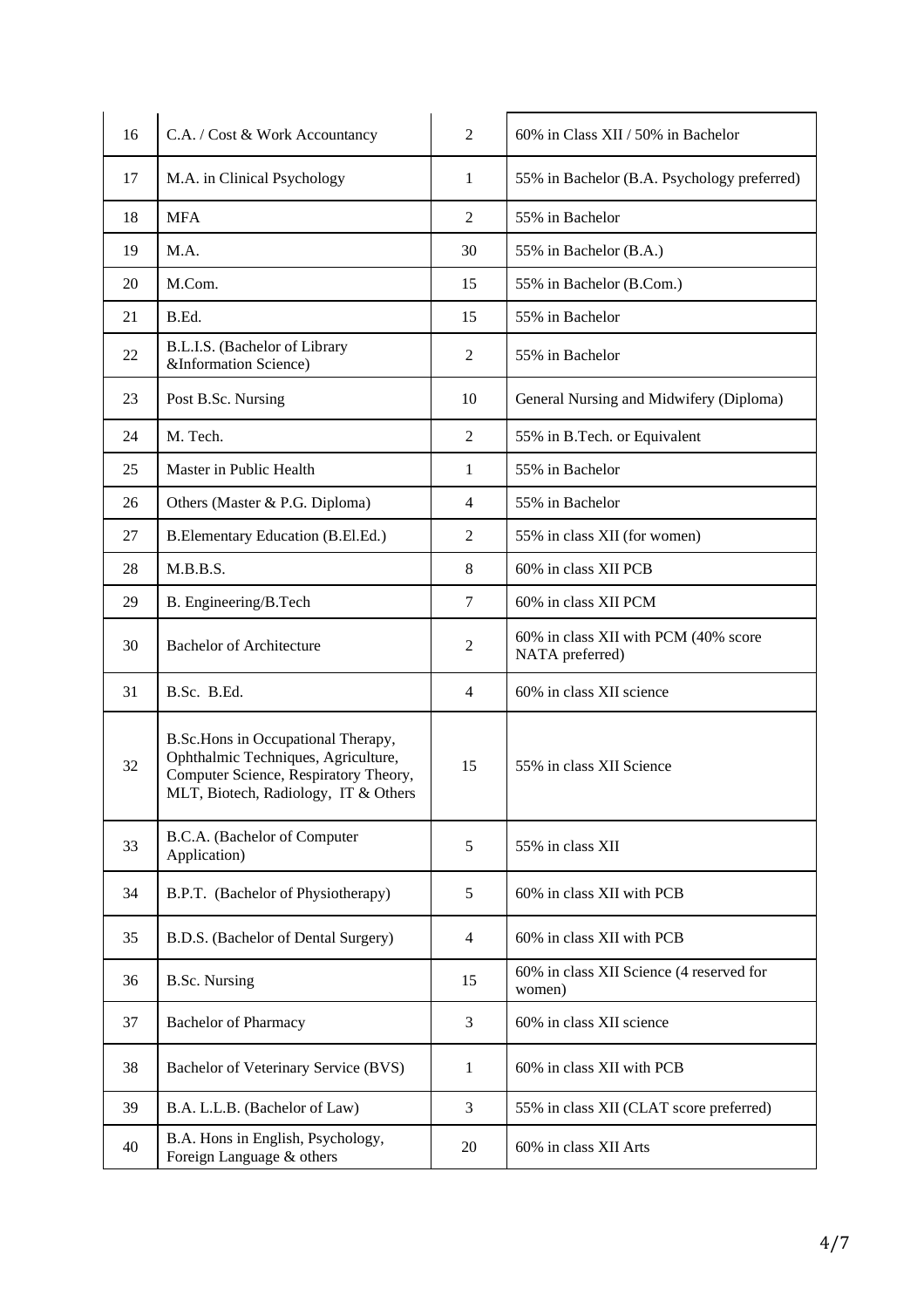| 16 | C.A. / Cost & Work Accountancy | 2 | 60% in Class XII / 50% in Bachelor |
|---|---|---|---|
| 17 | M.A. in Clinical Psychology | 1 | 55% in Bachelor (B.A. Psychology preferred) |
| 18 | MFA | 2 | 55% in Bachelor |
| 19 | M.A. | 30 | 55% in Bachelor (B.A.) |
| 20 | M.Com. | 15 | 55% in Bachelor (B.Com.) |
| 21 | B.Ed. | 15 | 55% in Bachelor |
| 22 | B.L.I.S. (Bachelor of Library &Information Science) | 2 | 55% in Bachelor |
| 23 | Post B.Sc. Nursing | 10 | General Nursing and Midwifery (Diploma) |
| 24 | M. Tech. | 2 | 55% in B.Tech. or Equivalent |
| 25 | Master in Public Health | 1 | 55% in Bachelor |
| 26 | Others (Master & P.G. Diploma) | 4 | 55% in Bachelor |
| 27 | B.Elementary Education (B.El.Ed.) | 2 | 55% in class XII (for women) |
| 28 | M.B.B.S. | 8 | 60% in class XII PCB |
| 29 | B. Engineering/B.Tech | 7 | 60% in class XII PCM |
| 30 | Bachelor of Architecture | 2 | 60% in class XII with PCM (40% score NATA preferred) |
| 31 | B.Sc. B.Ed. | 4 | 60% in class XII science |
| 32 | B.Sc.Hons in Occupational Therapy, Ophthalmic Techniques, Agriculture, Computer Science, Respiratory Theory, MLT, Biotech, Radiology, IT & Others | 15 | 55% in class XII Science |
| 33 | B.C.A. (Bachelor of Computer Application) | 5 | 55% in class XII |
| 34 | B.P.T. (Bachelor of Physiotherapy) | 5 | 60% in class XII with PCB |
| 35 | B.D.S. (Bachelor of Dental Surgery) | 4 | 60% in class XII with PCB |
| 36 | B.Sc. Nursing | 15 | 60% in class XII Science (4 reserved for women) |
| 37 | Bachelor of Pharmacy | 3 | 60% in class XII science |
| 38 | Bachelor of Veterinary Service (BVS) | 1 | 60% in class XII with PCB |
| 39 | B.A. L.L.B. (Bachelor of Law) | 3 | 55% in class XII (CLAT score preferred) |
| 40 | B.A. Hons in English, Psychology, Foreign Language & others | 20 | 60% in class XII Arts |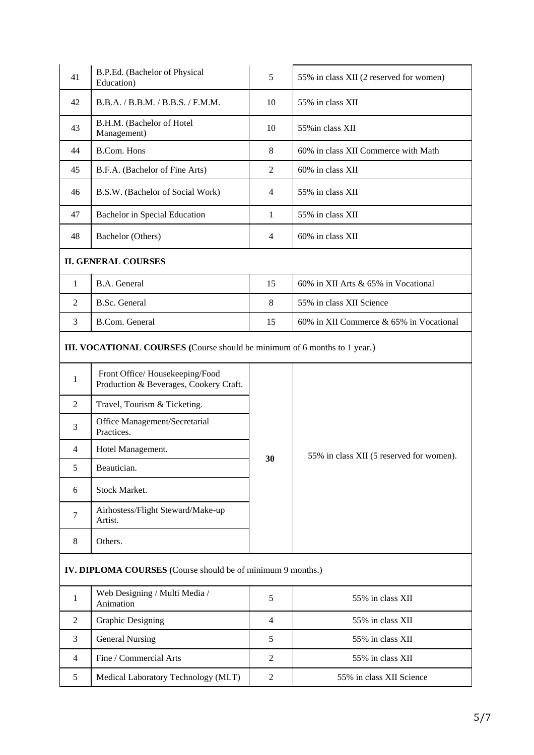| | | | |
|---|---|---|---|
| 41 | B.P.Ed. (Bachelor of Physical Education) | 5 | 55% in class XII (2 reserved for women) |
| 42 | B.B.A. / B.B.M. / B.B.S. / F.M.M. | 10 | 55% in class XII |
| 43 | B.H.M. (Bachelor of Hotel Management) | 10 | 55%in class XII |
| 44 | B.Com. Hons | 8 | 60% in class XII Commerce with Math |
| 45 | B.F.A. (Bachelor of Fine Arts) | 2 | 60% in class XII |
| 46 | B.S.W. (Bachelor of Social Work) | 4 | 55% in class XII |
| 47 | Bachelor in Special Education | 1 | 55% in class XII |
| 48 | Bachelor (Others) | 4 | 60% in class XII |
| **II. GENERAL COURSES** | | | |
| 1 | B.A. General | 15 | 60% in XII Arts & 65% in Vocational |
| 2 | B.Sc. General | 8 | 55% in class XII Science |
| 3 | B.Com. General | 15 | 60% in XII Commerce & 65% in Vocational |
| **III. VOCATIONAL COURSES (**Course should be minimum of 6 months to 1 year.) | | | |
| 1 | Front Office/ Housekeeping/Food Production & Beverages, Cookery Craft. | **30** | 55% in class XII (5 reserved for women). |
| 2 | Travel, Tourism & Ticketing. | | |
| 3 | Office Management/Secretarial Practices. | | |
| 4 | Hotel Management. | | |
| 5 | Beautician. | | |
| 6 | Stock Market. | | |
| 7 | Airhostess/Flight Steward/Make-up Artist. | | |
| 8 | Others. | | |
| **IV. DIPLOMA COURSES (**Course should be of minimum 9 months.) | | | |
| 1 | Web Designing / Multi Media / Animation | 5 | 55% in class XII |
| 2 | Graphic Designing | 4 | 55% in class XII |
| 3 | General Nursing | 5 | 55% in class XII |
| 4 | Fine / Commercial Arts | 2 | 55% in class XII |
| 5 | Medical Laboratory Technology (MLT) | 2 | 55% in class XII Science |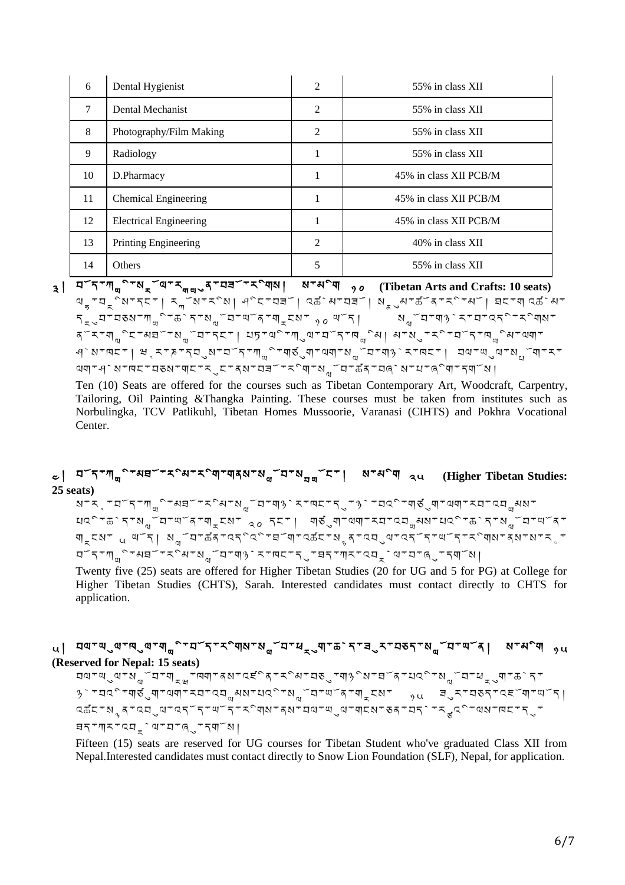| 6 | Dental Hygienist | 2 | 55% in class XII |
|---|---|---|---|
| 7 | Dental Mechanist | 2 | 55% in class XII |
| 8 | Photography/Film Making | 2 | 55% in class XII |
| 9 | Radiology | 1 | 55% in class XII |
| 10 | D.Pharmacy | 1 | 45% in class XII PCB/M |
| 11 | Chemical Engineering | 1 | 45% in class XII PCB/M |
| 12 | Electrical Engineering | 1 | 45% in class XII PCB/M |
| 13 | Printing Engineering | 2 | 40% in class XII |
| 14 | Others | 5 | 55% in class XII |

**༣། བོད་ཀྱི་སྒྱུ་རྩལ་ལག་རྩལ་ནང་བཟོ་རིགས། སར་མིག ༡༠ (Tibetan Arts and Crafts: 10 seats)**

ལྷ་བྲིས་དང་། རྐོ་བརྐོས། ཤིང་བཟོ། འཚེམ་བཟོ། སྣུམ་ཚོན་རི་མོ། ཐང་ག་འཚེམ་དྲུབ་བཅས་ཀྱི་ཆེད་དུ་སློབ་ཡོན་གནང་རྒྱུ ༡༠ ཡོད། སློབ་གཉེར་བ་རྣམས་ནོར་གླིང་མཐོ་སློབ་དང་། པཏྟ་ལི་ཀུལ་བོད་ཁྱིམ། མ་སུ་རི་བོད་ཁྱིམ་ལག་ཤེས་ཁང་། ཝཱ་ར་ཎ་སི་བོད་ཀྱི་གཙུག་ལག་སློབ་གཉེར་ཁང་། པོ་ཁ་ར་ལག་ཤེས་ཁང་བཅས་གང་རུང་ནས་བཟོ་རིག་སློབ་ཚན་བཞེས་པ་ཞིག་དགོས།

Ten (10) Seats are offered for the courses such as Tibetan Contemporary Art, Woodcraft, Carpentry, Tailoring, Oil Painting &Thangka Painting. These courses must be taken from institutes such as Norbulingka, TCV Patlikuhl, Tibetan Homes Mussoorie, Varanasi (CIHTS) and Pokhra Vocational Center.

**༤། བོད་ཀྱི་མཐོ་རིམ་རིག་གཞུང་སློབ་སྦྱོང་། སར་མིག ༢༥ (Higher Tibetan Studies: 25 seats)**

ས་ར་བོད་ཀྱི་མཐོ་རིམ་སློབ་གཉེར་ཁང་དུ་ཉེ་བའི་གཙུག་ལག་རབ་འབྱམས་པའི་ཆེད་དུ་སློབ་ཡོན་གནང་རྒྱུ ༢༠ དང་། གཙུག་ལག་རབ་འབྱམས་པའི་ཆེད་དུ་སློབ་ཡོན་གནང་རྒྱུ ༥ ཡོད། སློབ་ཚན་འདི་དག་འཚང་སྣོན་འབུལ་འདོད་ཡོད་རིགས་ནས་ས་ར་བོད་ཀྱི་མཐོ་རིམ་སློབ་གཉེར་ཁང་དུ་ཐད་ཀར་འབྲེལ་བ་ཞུ་དགོས།

Twenty five (25) seats are offered for Higher Tibetan Studies (20 for UG and 5 for PG) at College for Higher Tibetan Studies (CHTS), Sarah. Interested candidates must contact directly to CHTS for application.

**༥། བལ་ཡུལ་ཁུལ་ཡུལ་གྱི་བོད་རིགས་སློབ་ཕྲུག་ཆེད་ཟུར་བཅད་སློབ་ཡོན། སར་མིག ༡༥ (Reserved for Nepal: 15 seats)**

བལ་ཡུལ་སློབ་གྲྭ་ཁག་ནས་འཛིན་རིམ་བཅུ་གཉིས་ཐོན་པའི་སློབ་ཕྲུག་ཆེད་ཉེ་བའི་གཙུག་ལག་རབ་འབྱམས་པའི་སློབ་ཡོན་གནང་རྒྱུ ༡༥ ཟུར་བཅད་འཇོག་ཡོད། འཚང་སྣོན་འབུལ་འདོད་ཡོད་རིགས་ནས་བལ་ཡུལ་གངས་ཅན་བདེ་རྩའི་ལས་ཁང་དུ་ཐད་ཀར་འབྲེལ་བ་ཞུ་དགོས།

Fifteen (15) seats are reserved for UG courses for Tibetan Student who've graduated Class XII from Nepal.Interested candidates must contact directly to Snow Lion Foundation (SLF), Nepal, for application.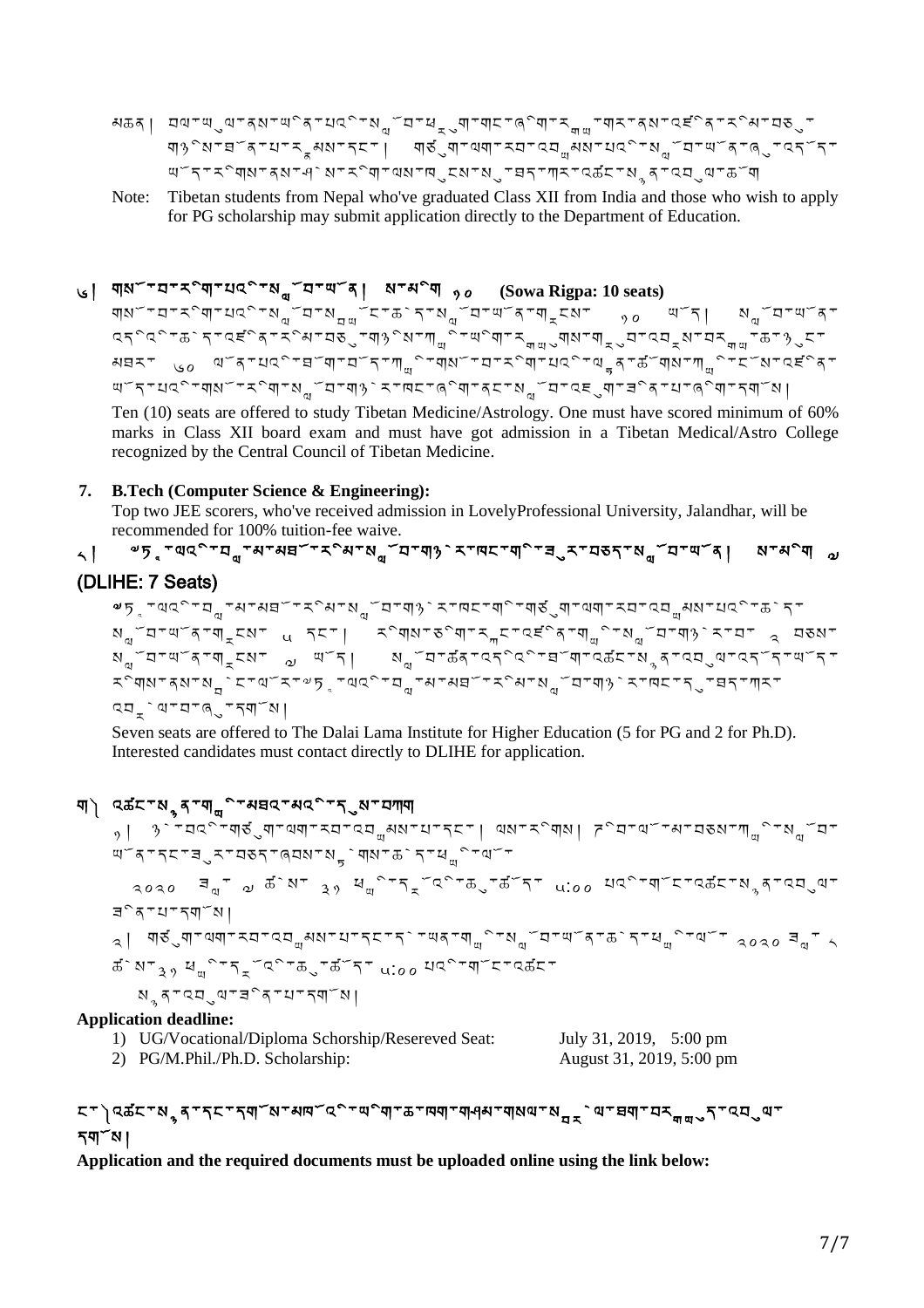མཆན། བལ་ཡུལ་ནས་ཡིན་པའི་སློབ་ཕྲུག་གང་ཞིག་རྒྱ་གར་ནས་འཛིན་རིམ་བཅུ་གཉིས་ཐོན་པ་རྣམས་དང་། གཙོ་ཡིག་རབ་འབྱམས་པའི་སློབ་ཡོན་ཞུ་འདོད་ཡོད་རིགས་ནས་ཤེས་རིག་ལས་ཁུངས་སུ་ཐད་ཀར་འཚང་སྙན་འབུལ་ཆོག

Note: Tibetan students from Nepal who've graduated Class XII from India and those who wish to apply for PG scholarship may submit application directly to the Department of Education.

## ༦། གསོ་བ་རིག་པའི་སློབ་ཡོན། ས་མིག ༡༠ (Sowa Rigpa: 10 seats)

གསོ་བ་རིག་པའི་སློབ་སྦྱོང་ཆེད་སློབ་ཡོན་གྲངས་ ༡༠ ཡོད། སློབ་ཡོན་འདི་འི་ཆེད་འཛིན་རིམ་བཅུ་གཉིས་ཀྱི་ཡིག་རྒྱུགས་གཞུང་འབྲུལ་བར་རྒྱ་ཆ་ཉུང་མཐར་ ༦༠ ཡན་པའི་ཐོག་བོད་ཀྱི་གསོ་བ་རིག་པའི་ལྷན་ཚོགས་ཀྱིས་ངོས་འཛིན་ཡོད་པའི་གསོ་རིག་སློབ་གཉེར་ཁང་ཞིག་ནང་སློབ་འཇུག་ཐོབ་པ་ཞིག་དགོས།

Ten (10) seats are offered to study Tibetan Medicine/Astrology. One must have scored minimum of 60% marks in Class XII board exam and must have got admission in a Tibetan Medical/Astro College recognized by the Central Council of Tibetan Medicine.

**7. B.Tech (Computer Science & Engineering):**

Top two JEE scorers, who've received admission in LovelyProfessional University, Jalandhar, will be recommended for 100% tuition-fee waive.

## ༨། ༧དྲ་ལའི་བླ་མ་མཐོ་རིམ་སློབ་གཉེར་ཁང་གི་ཟུར་བཅད་སློབ་ཡོན། ས་མིག ༧ (DLIHE: 7 Seats)

༧དྲ་ལའི་བླ་མ་མཐོ་རིམ་སློབ་གཉེར་ཁང་གི་གཙོ་ཡིག་རབ་འབྱམས་པའི་ཆེད་སློབ་ཡོན་གྲངས་ ༥ དང་། རིགས་ཅིག་རྒྱང་འཛིན་གྱི་སློབ་གཉེར་བ་ ༢ བཅས་སློབ་ཡོན་གྲངས་ ༧ ཡོད། སློབ་ཚན་འདི་འི་ཐོག་འཚང་སྙན་འབུལ་འདོད་ཡོད་རིགས་ནས་སྦྲེལ་ངོ་ལོར་༧དྲ་ལའི་བླ་མ་མཐོ་རིམ་སློབ་གཉེར་ཁང་དུ་ཐད་ཀར་འབྲེལ་བ་ཞུ་དགོས།

Seven seats are offered to The Dalai Lama Institute for Higher Education (5 for PG and 2 for Ph.D). Interested candidates must contact directly to DLIHE for application.

## ག༽ འཚང་སྙན་གྱི་མཐའ་མའི་དུས་བཀག

༡། ཉེ་བའི་གཙོ་ཡིག་ལག་རབ་འབྱམས་པ་དང་། ལས་རིགས། ཏི་བི་ལོ་མ་བཅས་ཀྱི་སློབ་ཡོན་དང་ཟུར་བཅད་ཞབས་སྟེགས་ཆེད་ཕྱི་ལོ་ ༢༠༡༩ ཟླ་ ༧ ཚེས་ ༣༡ ཕྱི་དྲོའི་ཆུ་ཚོད་ ༥:༠༠ པའི་གོང་འཚང་སྙན་འབུལ་ཟིན་པ་དགོས།

༢། གཙོ་ཡིག་ལག་རབ་འབྱམས་པ་དང་དེ་ཡན་གྱི་སློབ་ཡོན་ཆེད་ཕྱི་ལོ་ ༢༠༡༩ ཟླ་ ༨ ཚེས་ ༣༡ ཕྱི་དྲོའི་ཆུ་ཚོད་ ༥:༠༠ པའི་གོང་འཚང་སྙན་འབུལ་ཟིན་པ་དགོས།

**Application deadline:**

1) UG/Vocational/Diploma Schorship/Resereved Seat: July 31, 2019, 5:00 pm
2) PG/M.Phil./Ph.D. Scholarship: August 31, 2019, 5:00 pm

## ང་༽ འཚང་སྙན་དང་དགོས་མཁོའི་ཡིག་ཆ་ཁག་གཤམ་གསལ་སྦྲེལ་ཐག་བརྒྱུད་འབུལ་དགོས།

**Application and the required documents must be uploaded online using the link below:**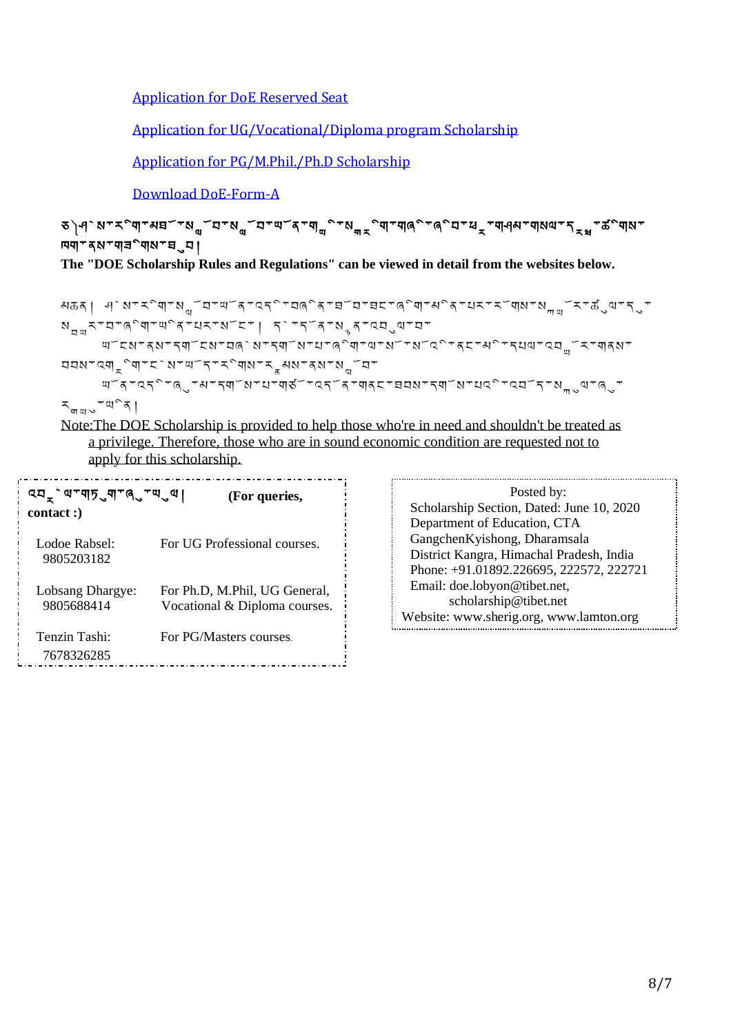[Application for DoE Reserved Seat]

[Application for UG/Vocational/Diploma program Scholarship]

[Application for PG/M.Phil./Ph.D Scholarship]

[Download DoE-Form-A]

ཅ། ཤེས་རིག་མཐོ་སློབ་སློབ་ཡོན་གྱི་སྒྲིག་གཞི་ཞིབ་ཕྲ་གསལ་གསལ་དྲ་ཚིགས་ཁག་ནས་གཟིགས་ཐུབ།

**The "DOE Scholarship Rules and Regulations" can be viewed in detail from the websites below.**

མཆན། ཤེས་རིག་སློབ་ཡོན་འདི་བཞིན་ཐོབ་ཐང་ཞིག་མིན་པར་རོགས་སྐྱོར་ཚུལ་དུ་སྤྲོད་བཞིན་ཡོད་པར་བརྟེན་ཡིན་པར་སོང་། དེ་དོན་སྣང་འབྱེལ་བ་ཡོང་ནས་དགོས་ངེས་པ་ཞིག་ལ་སློབ་ཡོན་འདི་དག་ལག་ཏུ་སྐྱོད་ངང་མི་དཔལ་འབྱོར་གནས་བབས་འགྲུབ་ཐུབ་པ་རྣམས་ནས་ཞུ་བ་འབུལ་མི་དགོས་པའི་རེ་བ་ཞུ་རྒྱུ་ཡོད།

Note: The DOE Scholarship is provided to help those who're in need and shouldn't be treated as a privilege. Therefore, those who are in sound economic condition are requested not to apply for this scholarship.

འབྲེལ་གཏུག་ཞུ་ཡུལ། **(For queries, contact :)**

| | |
|---|---|
| Lodoe Rabsel: 9805203182 | For UG Professional courses. |
| Lobsang Dhargye: 9805688414 | For Ph.D, M.Phil, UG General, Vocational & Diploma courses. |
| Tenzin Tashi: 7678326285 | For PG/Masters courses. |

Posted by:
Scholarship Section, Dated: June 10, 2020
Department of Education, CTA
GangchenKyishong, Dharamsala
District Kangra, Himachal Pradesh, India
Phone: +91.01892.226695, 222572, 222721
Email: doe.lobyon@tibet.net, scholarship@tibet.net
Website: www.sherig.org, www.lamton.org